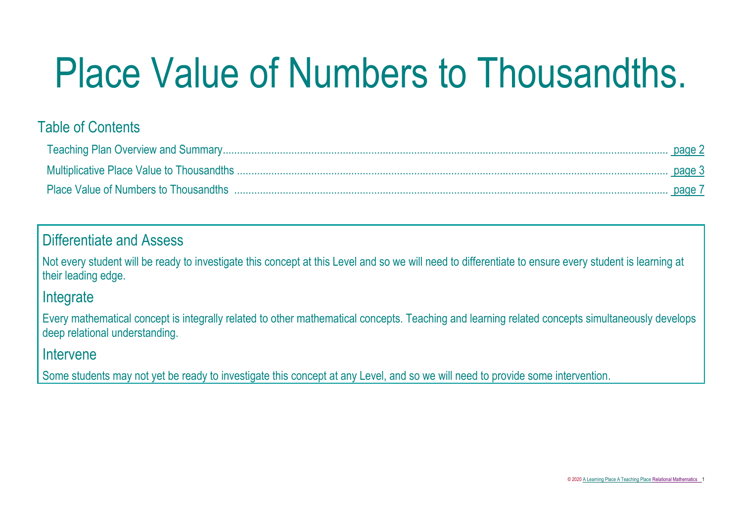# Place Value of Numbers to Thousandths.

## Table of Contents

- Teaching Plan Overview and Summary........................................ page 2
- Multiplicative Place Value to Thousandths ........................................ page 3
- Place Value of Numbers to Thousandths ........................................ page 7

## Differentiate and Assess

Not every student will be ready to investigate this concept at this Level and so we will need to differentiate to ensure every student is learning at their leading edge.

## Integrate

Every mathematical concept is integrally related to other mathematical concepts. Teaching and learning related concepts simultaneously develops deep relational understanding.

## Intervene

Some students may not yet be ready to investigate this concept at any Level, and so we will need to provide some intervention.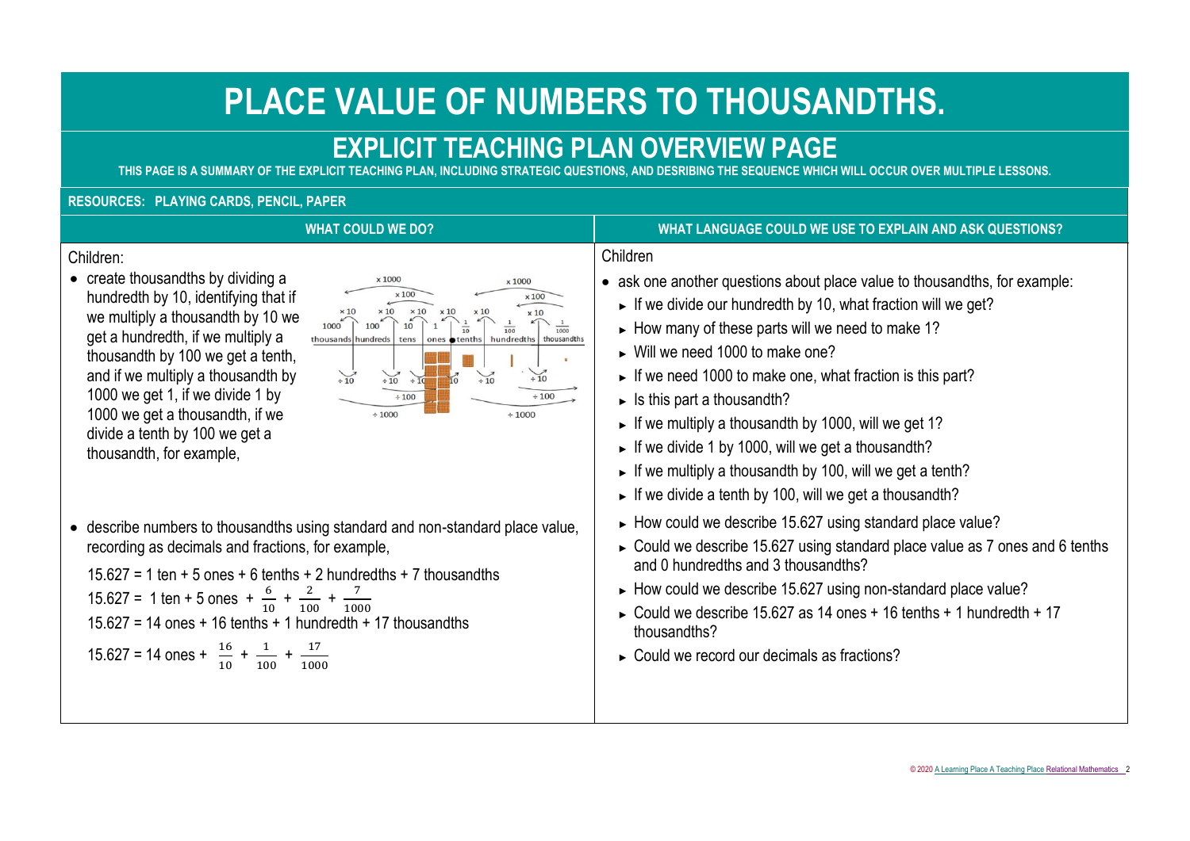# PLACE VALUE OF NUMBERS TO THOUSANDTHS.

## EXPLICIT TEACHING PLAN OVERVIEW PAGE

THIS PAGE IS A SUMMARY OF THE EXPLICIT TEACHING PLAN, INCLUDING STRATEGIC QUESTIONS, AND DESRIBING THE SEQUENCE WHICH WILL OCCUR OVER MULTIPLE LESSONS.

**RESOURCES: PLAYING CARDS, PENCIL, PAPER**

### WHAT COULD WE DO?

Children:

- create thousandths by dividing a hundredth by 10, identifying that if we multiply a thousandth by 10 we get a hundredth, if we multiply a thousandth by 100 we get a tenth, and if we multiply a thousandth by 1000 we get 1, if we divide 1 by 1000 we get a thousandth, if we divide a tenth by 100 we get a thousandth, for example,

- describe numbers to thousandths using standard and non-standard place value, recording as decimals and fractions, for example,

  15.627 = 1 ten + 5 ones + 6 tenths + 2 hundredths + 7 thousandths

  15.627 = 1 ten + 5 ones + $\frac{6}{10}$ + $\frac{2}{100}$ + $\frac{7}{1000}$

  15.627 = 14 ones + 16 tenths + 1 hundredth + 17 thousandths

  15.627 = 14 ones + $\frac{16}{10}$ + $\frac{1}{100}$ + $\frac{17}{1000}$

### WHAT LANGUAGE COULD WE USE TO EXPLAIN AND ASK QUESTIONS?

Children

- ask one another questions about place value to thousandths, for example:
  - If we divide our hundredth by 10, what fraction will we get?
  - How many of these parts will we need to make 1?
  - Will we need 1000 to make one?
  - If we need 1000 to make one, what fraction is this part?
  - Is this part a thousandth?
  - If we multiply a thousandth by 1000, will we get 1?
  - If we divide 1 by 1000, will we get a thousandth?
  - If we multiply a thousandth by 100, will we get a tenth?
  - If we divide a tenth by 100, will we get a thousandth?
  - How could we describe 15.627 using standard place value?
  - Could we describe 15.627 using standard place value as 7 ones and 6 tenths and 0 hundredths and 3 thousandths?
  - How could we describe 15.627 using non-standard place value?
  - Could we describe 15.627 as 14 ones + 16 tenths + 1 hundredth + 17 thousandths?
  - Could we record our decimals as fractions?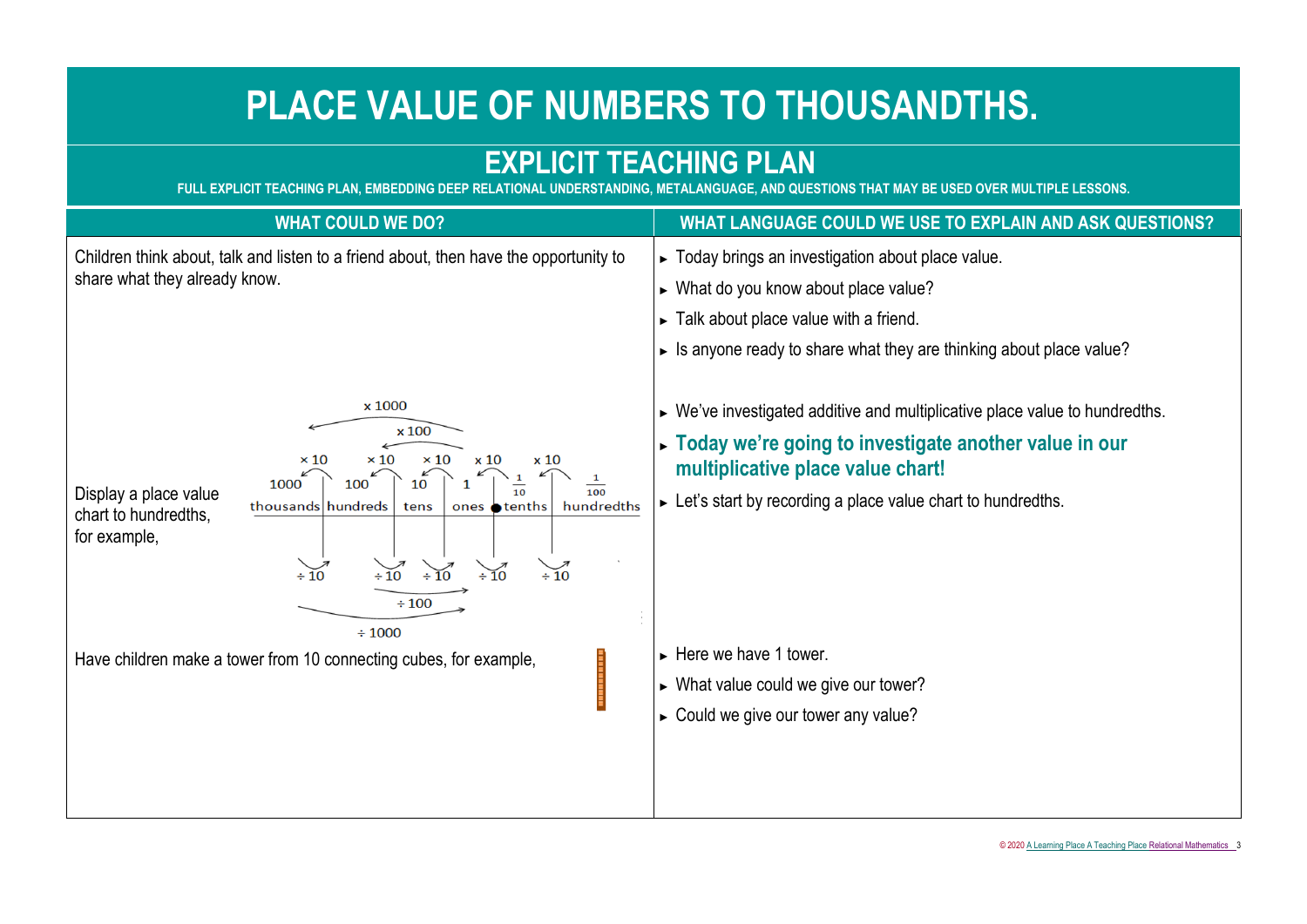# PLACE VALUE OF NUMBERS TO THOUSANDTHS.

## EXPLICIT TEACHING PLAN

FULL EXPLICIT TEACHING PLAN, EMBEDDING DEEP RELATIONAL UNDERSTANDING, METALANGUAGE, AND QUESTIONS THAT MAY BE USED OVER MULTIPLE LESSONS.

| WHAT COULD WE DO? | WHAT LANGUAGE COULD WE USE TO EXPLAIN AND ASK QUESTIONS? |
|---|---|
| Children think about, talk and listen to a friend about, then have the opportunity to share what they already know. | ► Today brings an investigation about place value.<br>► What do you know about place value?<br>► Talk about place value with a friend.<br>► Is anyone ready to share what they are thinking about place value? |
| Display a place value chart to hundredths, for example,<br><br>× 1000; × 100; × 10 × 10 × 10 × 10 × 10<br>1000 \| 100 \| 10 \| 1 \| $\frac{1}{10}$ \| $\frac{1}{100}$<br>thousands \| hundreds \| tens \| ones ● tenths \| hundredths<br>÷ 10 ÷ 10 ÷ 10 ÷ 10 ÷ 10; ÷ 100; ÷ 1000 | ► We've investigated additive and multiplicative place value to hundredths.<br>► **Today we're going to investigate another value in our multiplicative place value chart!**<br>► Let's start by recording a place value chart to hundredths. |
| Have children make a tower from 10 connecting cubes, for example, | ► Here we have 1 tower.<br>► What value could we give our tower?<br>► Could we give our tower any value? |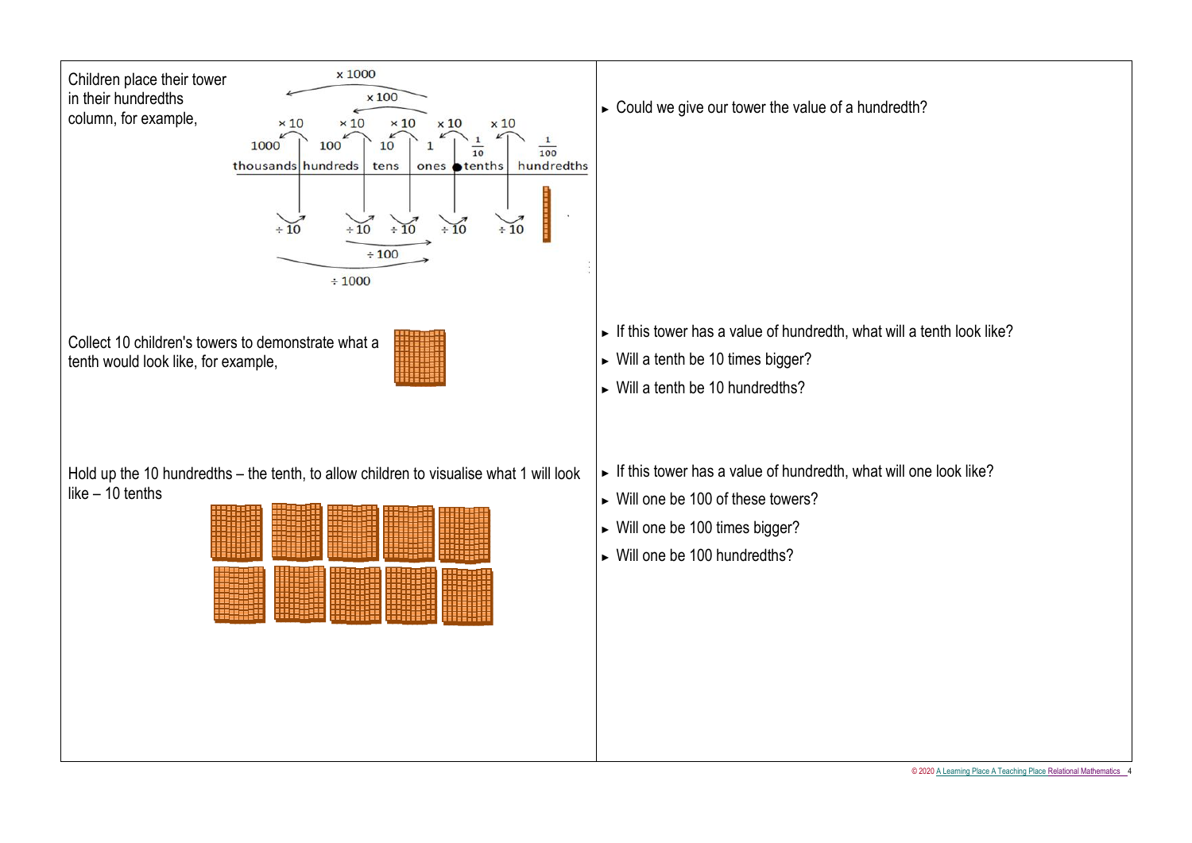| | |
|---|---|
| Children place their tower in their hundredths column, for example, | ► Could we give our tower the value of a hundredth? |
| Collect 10 children's towers to demonstrate what a tenth would look like, for example, | ► If this tower has a value of hundredth, what will a tenth look like?<br>► Will a tenth be 10 times bigger?<br>► Will a tenth be 10 hundredths? |
| Hold up the 10 hundredths – the tenth, to allow children to visualise what 1 will look like – 10 tenths | ► If this tower has a value of hundredth, what will one look like?<br>► Will one be 100 of these towers?<br>► Will one be 100 times bigger?<br>► Will one be 100 hundredths? |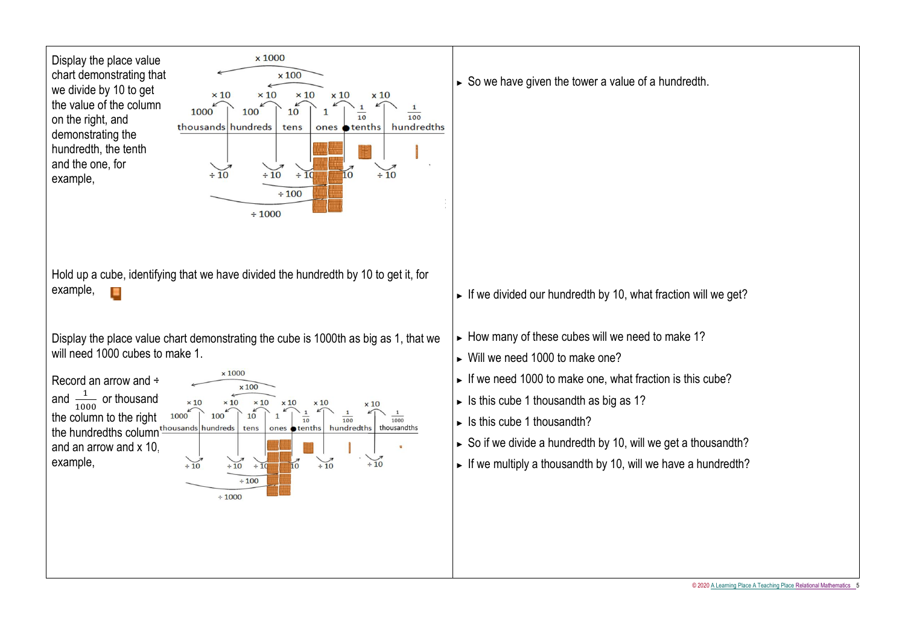| | |
|---|---|
| Display the place value chart demonstrating that we divide by 10 to get the value of the column on the right, and demonstrating the hundredth, the tenth and the one, for example, | ► So we have given the tower a value of a hundredth. |
| Hold up a cube, identifying that we have divided the hundredth by 10 to get it, for example, | ► If we divided our hundredth by 10, what fraction will we get? |
| Display the place value chart demonstrating the cube is 1000th as big as 1, that we will need 1000 cubes to make 1. | ► How many of these cubes will we need to make 1?<br>► Will we need 1000 to make one?<br>► If we need 1000 to make one, what fraction is this cube?<br>► Is this cube 1 thousandth as big as 1?<br>► Is this cube 1 thousandth?<br>► So if we divide a hundredth by 10, will we get a thousandth?<br>► If we multiply a thousandth by 10, will we have a hundredth? |
| Record an arrow and ÷ and $\frac{1}{1000}$ or thousand the column to the right the hundredths column and an arrow and x 10, example, | |

Chart 1:

| 1000 | 100 | 10 | 1 | $\frac{1}{10}$ | $\frac{1}{100}$ |
|---|---|---|---|---|---|
| thousands | hundreds | tens | ones | tenths | hundredths |

Arrows: x 10 between each column (right to left), x 100, x 1000; ÷ 10 between each column (left to right), ÷ 100, ÷ 1000.

Chart 2:

| 1000 | 100 | 10 | 1 | $\frac{1}{10}$ | $\frac{1}{100}$ | $\frac{1}{1000}$ |
|---|---|---|---|---|---|---|
| thousands | hundreds | tens | ones | tenths | hundredths | thousandths |

Arrows: x 10 between each column (right to left), x 100, x 1000; ÷ 10 between each column (left to right), ÷ 100, ÷ 1000.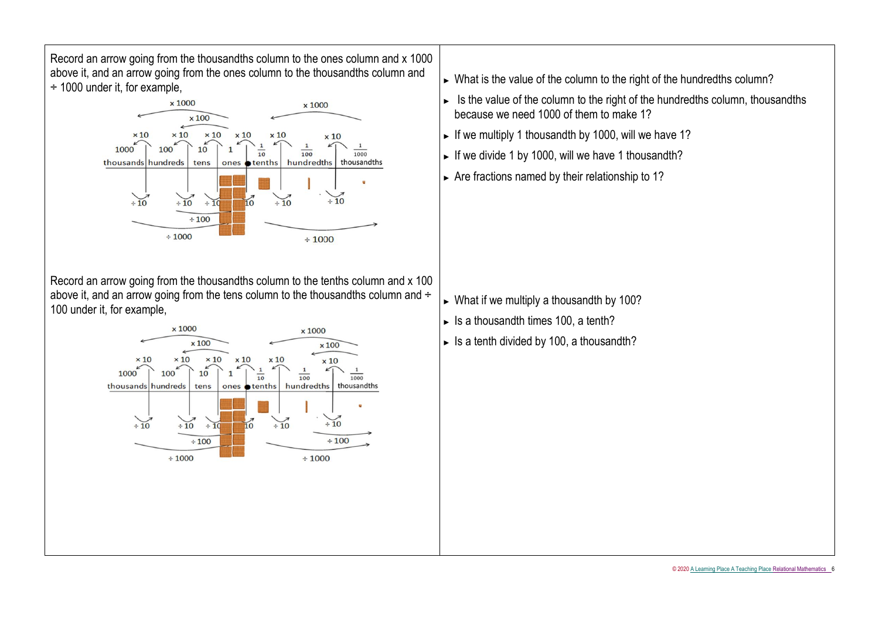Record an arrow going from the thousandths column to the ones column and x 1000 above it, and an arrow going from the ones column to the thousandths column and ÷ 1000 under it, for example,

- What is the value of the column to the right of the hundredths column?
- Is the value of the column to the right of the hundredths column, thousandths because we need 1000 of them to make 1?
- If we multiply 1 thousandth by 1000, will we have 1?
- If we divide 1 by 1000, will we have 1 thousandth?
- Are fractions named by their relationship to 1?

Record an arrow going from the thousandths column to the tenths column and x 100 above it, and an arrow going from the tens column to the thousandths column and ÷ 100 under it, for example,

- What if we multiply a thousandth by 100?
- Is a thousandth times 100, a tenth?
- Is a tenth divided by 100, a thousandth?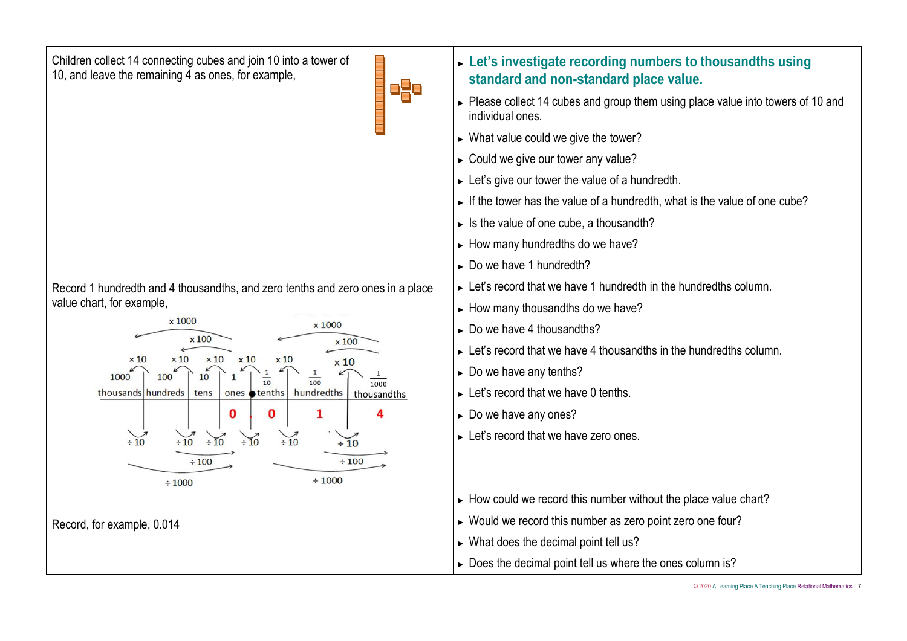Children collect 14 connecting cubes and join 10 into a tower of 10, and leave the remaining 4 as ones, for example,

Record 1 hundredth and 4 thousandths, and zero tenths and zero ones in a place value chart, for example,

| 1000 thousands | 100 hundreds | 10 tens | 1 ones | $\frac{1}{10}$ tenths | $\frac{1}{100}$ hundredths | $\frac{1}{1000}$ thousandths |
|---|---|---|---|---|---|---|
| | | | 0 | . 0 | 1 | 4 |

Record, for example, 0.014

- **Let's investigate recording numbers to thousandths using standard and non-standard place value.**
- Please collect 14 cubes and group them using place value into towers of 10 and individual ones.
- What value could we give the tower?
- Could we give our tower any value?
- Let's give our tower the value of a hundredth.
- If the tower has the value of a hundredth, what is the value of one cube?
- Is the value of one cube, a thousandth?
- How many hundredths do we have?
- Do we have 1 hundredth?
- Let's record that we have 1 hundredth in the hundredths column.
- How many thousandths do we have?
- Do we have 4 thousandths?
- Let's record that we have 4 thousandths in the hundredths column.
- Do we have any tenths?
- Let's record that we have 0 tenths.
- Do we have any ones?
- Let's record that we have zero ones.
- How could we record this number without the place value chart?
- Would we record this number as zero point zero one four?
- What does the decimal point tell us?
- Does the decimal point tell us where the ones column is?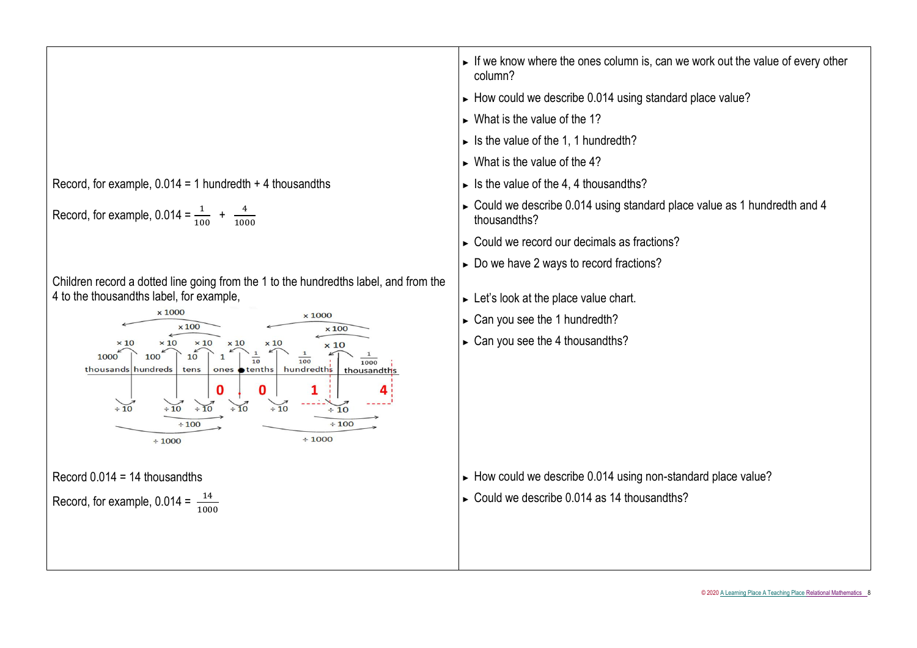| | |
|---|---|
| | ► If we know where the ones column is, can we work out the value of every other column? |
| | ► How could we describe 0.014 using standard place value? |
| | ► What is the value of the 1? |
| | ► Is the value of the 1, 1 hundredth? |
| | ► What is the value of the 4? |
| Record, for example, 0.014 = 1 hundredth + 4 thousandths | ► Is the value of the 4, 4 thousandths? |
| Record, for example, 0.014 = $\frac{1}{100}$ + $\frac{4}{1000}$ | ► Could we describe 0.014 using standard place value as 1 hundredth and 4 thousandths? |
| | ► Could we record our decimals as fractions? |
| | ► Do we have 2 ways to record fractions? |
| Children record a dotted line going from the 1 to the hundredths label, and from the 4 to the thousandths label, for example, | ► Let's look at the place value chart. |
| | ► Can you see the 1 hundredth? |
| thousands (1000), hundreds (100), tens (10), ones (1) • tenths ($\frac{1}{10}$), hundredths ($\frac{1}{100}$), thousandths ($\frac{1}{1000}$); × 10, × 100, × 1000 / ÷ 10, ÷ 100, ÷ 1000; digits: 0 . 0 1 4 | ► Can you see the 4 thousandths? |
| Record 0.014 = 14 thousandths | ► How could we describe 0.014 using non-standard place value? |
| Record, for example, 0.014 = $\frac{14}{1000}$ | ► Could we describe 0.014 as 14 thousandths? |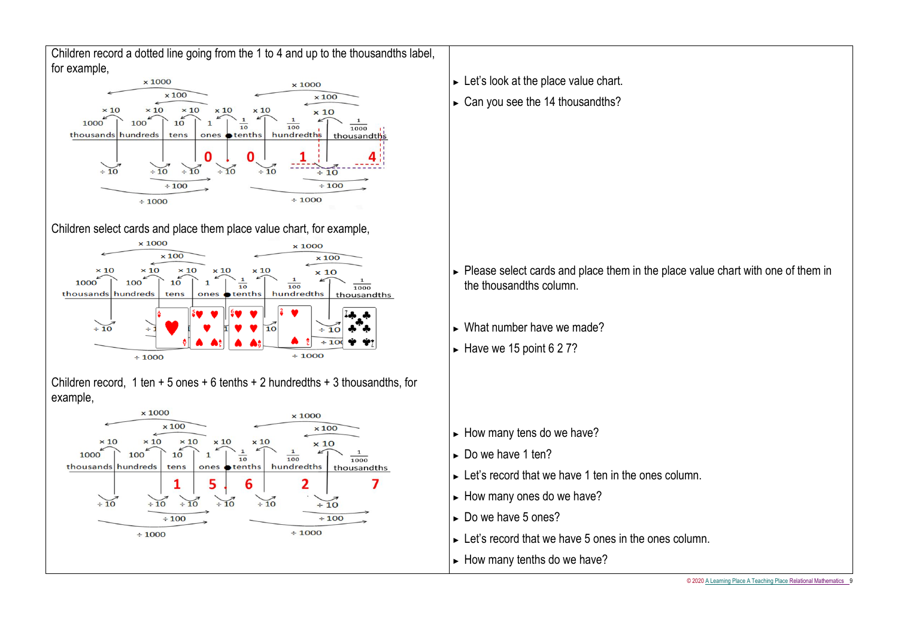| | |
|---|---|
| Children record a dotted line going from the 1 to 4 and up to the thousandths label, for example, | ► Let's look at the place value chart.<br>► Can you see the 14 thousandths? |
| Children select cards and place them place value chart, for example, | ► Please select cards and place them in the place value chart with one of them in the thousandths column.<br>► What number have we made?<br>► Have we 15 point 6 2 7? |
| Children record, 1 ten + 5 ones + 6 tenths + 2 hundredths + 3 thousandths, for example, | ► How many tens do we have?<br>► Do we have 1 ten?<br>► Let's record that we have 1 ten in the ones column.<br>► How many ones do we have?<br>► Do we have 5 ones?<br>► Let's record that we have 5 ones in the ones column.<br>► How many tenths do we have? |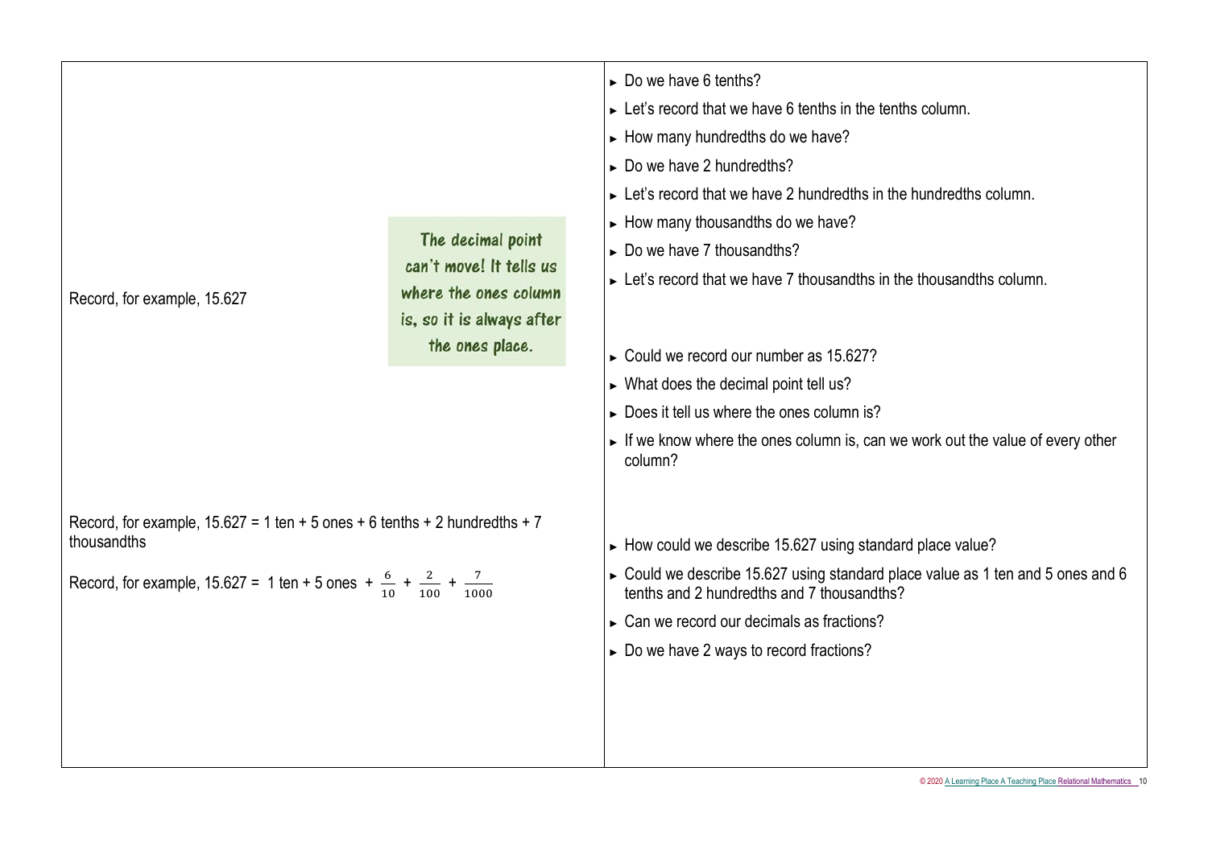| | |
|---|---|
| Record, for example, 15.627<br><br>The decimal point can't move! It tells us where the ones column is, so it is always after the ones place. | ► Do we have 6 tenths?<br>► Let's record that we have 6 tenths in the tenths column.<br>► How many hundredths do we have?<br>► Do we have 2 hundredths?<br>► Let's record that we have 2 hundredths in the hundredths column.<br>► How many thousandths do we have?<br>► Do we have 7 thousandths?<br>► Let's record that we have 7 thousandths in the thousandths column.<br><br>► Could we record our number as 15.627?<br>► What does the decimal point tell us?<br>► Does it tell us where the ones column is?<br>► If we know where the ones column is, can we work out the value of every other column? |
| Record, for example, 15.627 = 1 ten + 5 ones + 6 tenths + 2 hundredths + 7 thousandths<br><br>Record, for example, 15.627 = 1 ten + 5 ones + $\frac{6}{10}$ + $\frac{2}{100}$ + $\frac{7}{1000}$ | ► How could we describe 15.627 using standard place value?<br>► Could we describe 15.627 using standard place value as 1 ten and 5 ones and 6 tenths and 2 hundredths and 7 thousandths?<br>► Can we record our decimals as fractions?<br>► Do we have 2 ways to record fractions? |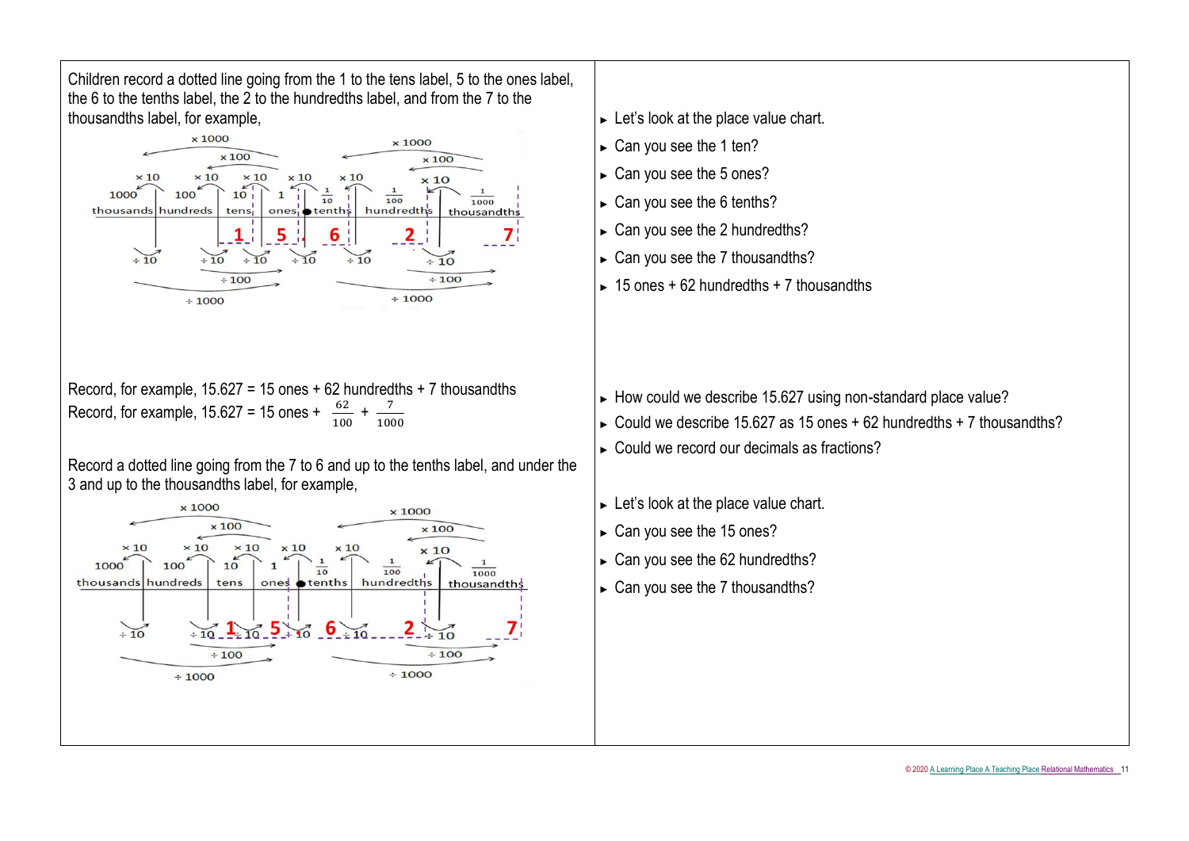| | |
|---|---|
| Children record a dotted line going from the 1 to the tens label, 5 to the ones label, the 6 to the tenths label, the 2 to the hundredths label, and from the 7 to the thousandths label, for example, | ► Let's look at the place value chart.<br>► Can you see the 1 ten?<br>► Can you see the 5 ones?<br>► Can you see the 6 tenths?<br>► Can you see the 2 hundredths?<br>► Can you see the 7 thousandths?<br>► 15 ones + 62 hundredths + 7 thousandths |
| Record, for example, 15.627 = 15 ones + 62 hundredths + 7 thousandths<br>Record, for example, 15.627 = 15 ones + $\frac{62}{100}$ + $\frac{7}{1000}$ | ► How could we describe 15.627 using non-standard place value?<br>► Could we describe 15.627 as 15 ones + 62 hundredths + 7 thousandths?<br>► Could we record our decimals as fractions? |
| Record a dotted line going from the 7 to 6 and up to the tenths label, and under the 3 and up to the thousandths label, for example, | ► Let's look at the place value chart.<br>► Can you see the 15 ones?<br>► Can you see the 62 hundredths?<br>► Can you see the 7 thousandths? |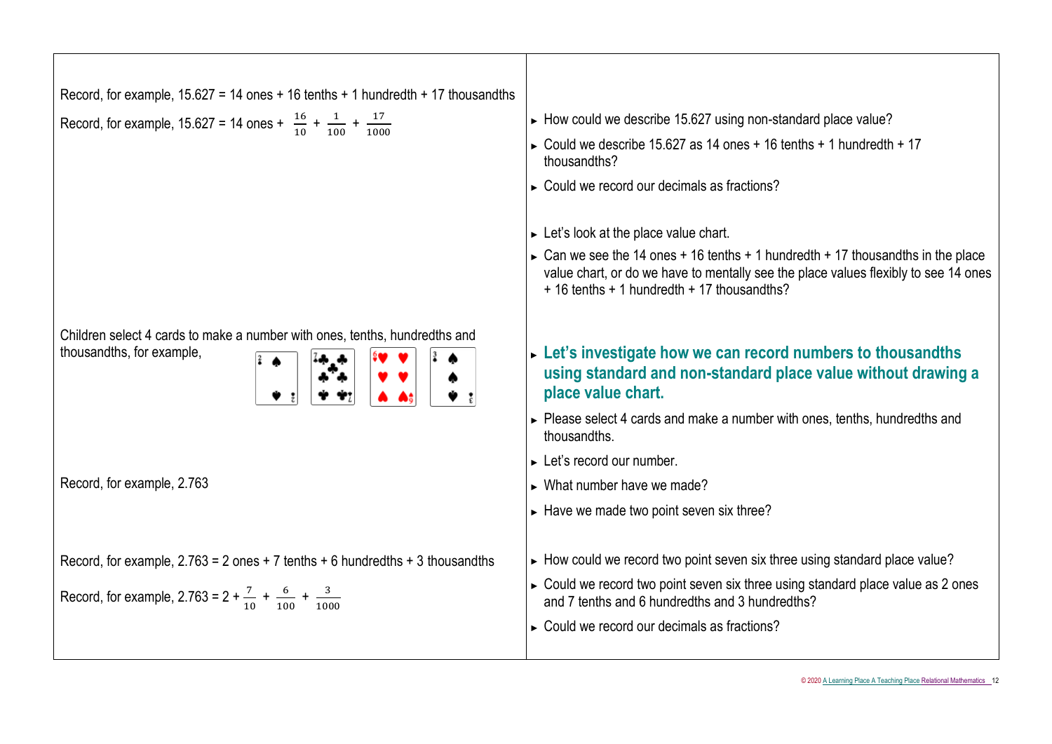| | |
|---|---|
| Record, for example, 15.627 = 14 ones + 16 tenths + 1 hundredth + 17 thousandths<br><br>Record, for example, 15.627 = 14 ones + $\frac{16}{10}$ + $\frac{1}{100}$ + $\frac{17}{1000}$ | ► How could we describe 15.627 using non-standard place value?<br><br>► Could we describe 15.627 as 14 ones + 16 tenths + 1 hundredth + 17 thousandths?<br><br>► Could we record our decimals as fractions?<br><br>► Let's look at the place value chart.<br><br>► Can we see the 14 ones + 16 tenths + 1 hundredth + 17 thousandths in the place value chart, or do we have to mentally see the place values flexibly to see 14 ones + 16 tenths + 1 hundredth + 17 thousandths? |
| Children select 4 cards to make a number with ones, tenths, hundredths and thousandths, for example,<br><br>Record, for example, 2.763 | ► **Let's investigate how we can record numbers to thousandths using standard and non-standard place value without drawing a place value chart.**<br><br>► Please select 4 cards and make a number with ones, tenths, hundredths and thousandths.<br><br>► Let's record our number.<br><br>► What number have we made?<br><br>► Have we made two point seven six three? |
| Record, for example, 2.763 = 2 ones + 7 tenths + 6 hundredths + 3 thousandths<br><br>Record, for example, 2.763 = 2 + $\frac{7}{10}$ + $\frac{6}{100}$ + $\frac{3}{1000}$ | ► How could we record two point seven six three using standard place value?<br><br>► Could we record two point seven six three using standard place value as 2 ones and 7 tenths and 6 hundredths and 3 hundredths?<br><br>► Could we record our decimals as fractions? |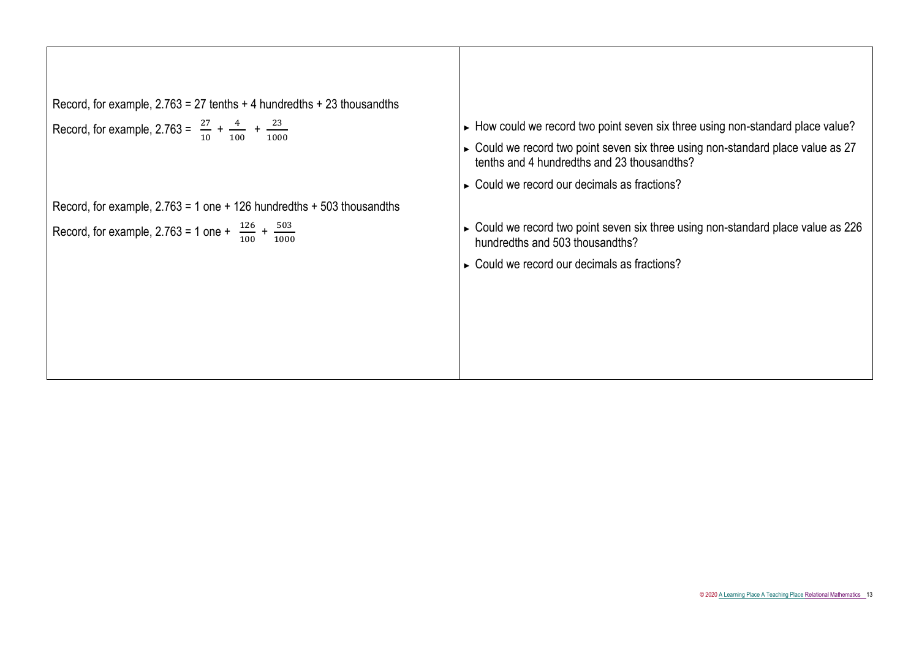| | |
|---|---|
| Record, for example, 2.763 = 27 tenths + 4 hundredths + 23 thousandths<br>Record, for example, 2.763 = $\frac{27}{10} + \frac{4}{100} + \frac{23}{1000}$ | ► How could we record two point seven six three using non-standard place value?<br>► Could we record two point seven six three using non-standard place value as 27 tenths and 4 hundredths and 23 thousandths?<br>► Could we record our decimals as fractions? |
| Record, for example, 2.763 = 1 one + 126 hundredths + 503 thousandths<br>Record, for example, 2.763 = 1 one + $\frac{126}{100} + \frac{503}{1000}$ | ► Could we record two point seven six three using non-standard place value as 226 hundredths and 503 thousandths?<br>► Could we record our decimals as fractions? |

© 2020 A Learning Place A Teaching Place Relational Mathematics